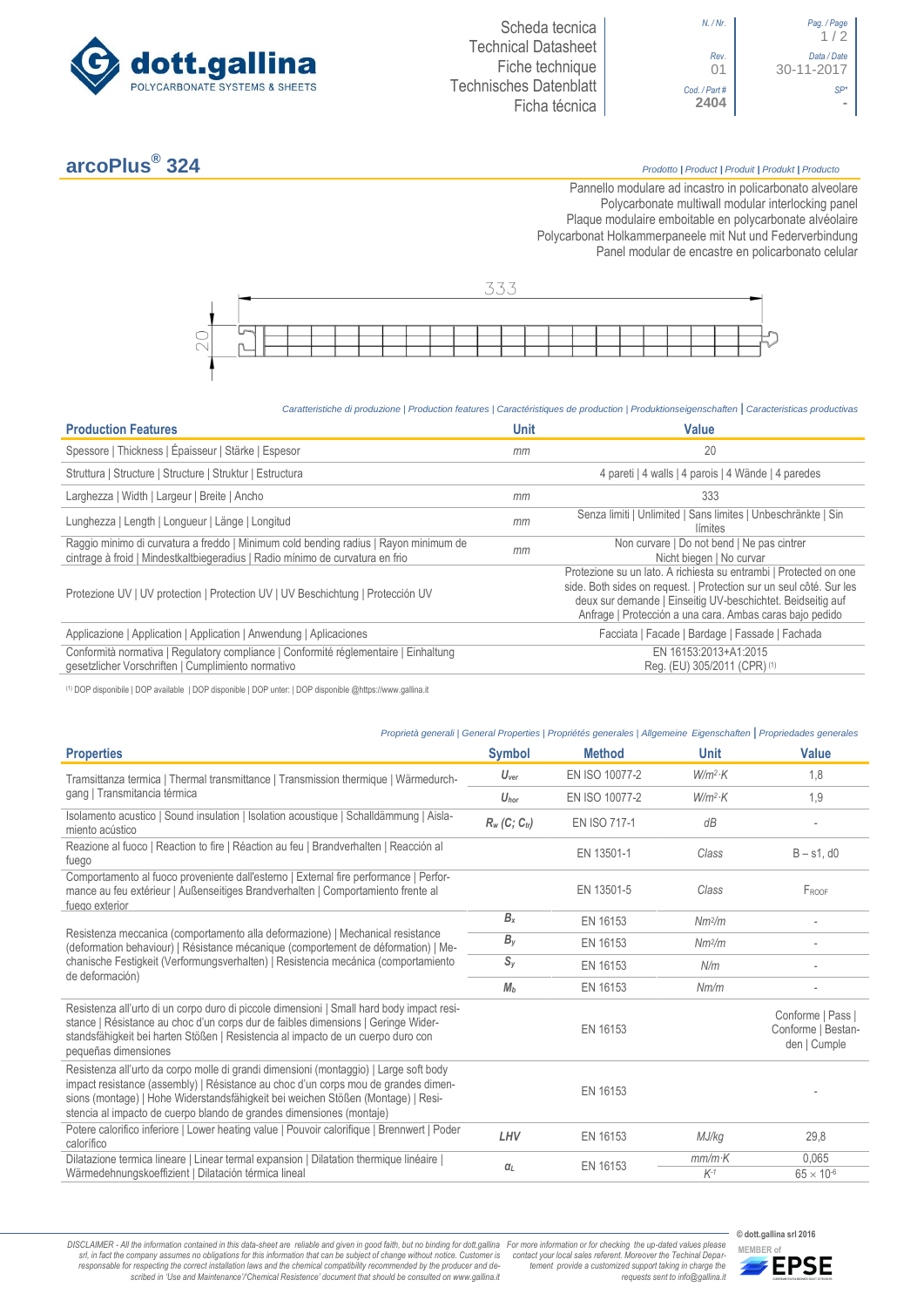Scheda tecnica
Technical Datasheet
Fiche technique
Technisches Datenblatt
Ficha técnica

N. / Nr. | Rev. 01 | Cod. / Part # 2404 | Data / Date 30-11-2017 | SP* -

# arcoPlus® 324

*Prodotto | Product | Produit | Produkt | Producto*

Pannello modulare ad incastro in policarbonato alveolare
Polycarbonate multiwall modular interlocking panel
Plaque modulaire emboitable en polycarbonate alvéolaire
Polycarbonat Holkammerpaneele mit Nut und Federverbindung
Panel modular de encastre en policarbonato celular

333

20

*Caratteristiche di produzione | Production features | Caractéristiques de production | Produktionseigenschaften | Caracteristicas productivas*

| Production Features | Unit | Value |
|---|---|---|
| Spessore \| Thickness \| Épaisseur \| Stärke \| Espesor | *mm* | 20 |
| Struttura \| Structure \| Structure \| Struktur \| Estructura | | 4 pareti \| 4 walls \| 4 parois \| 4 Wände \| 4 paredes |
| Larghezza \| Width \| Largeur \| Breite \| Ancho | *mm* | 333 |
| Lunghezza \| Length \| Longueur \| Länge \| Longitud | *mm* | Senza limiti \| Unlimited \| Sans limites \| Unbeschränkte \| Sin límites |
| Raggio minimo di curvatura a freddo \| Minimum cold bending radius \| Rayon minimum de cintrage à froid \| Mindestkaltbiegeradius \| Radio mínimo de curvatura en frio | *mm* | Non curvare \| Do not bend \| Ne pas cintrer<br>Nicht biegen \| No curvar |
| Protezione UV \| UV protection \| Protection UV \| UV Beschichtung \| Protección UV | | Protezione su un lato. A richiesta su entrambi \| Protected on one side. Both sides on request. \| Protection sur un seul côté. Sur les deux sur demande \| Einseitig UV-beschichtet. Beidseitig auf Anfrage \| Protección a una cara. Ambas caras bajo pedido |
| Applicazione \| Application \| Application \| Anwendung \| Aplicaciones | | Facciata \| Facade \| Bardage \| Fassade \| Fachada |
| Conformità normativa \| Regulatory compliance \| Conformité réglementaire \| Einhaltung gesetzlicher Vorschriften \| Cumplimiento normativo | | EN 16153:2013+A1:2015<br>Reg. (EU) 305/2011 (CPR) (1) |

(1) DOP disponibile | DOP available | DOP disponible | DOP unter: | DOP disponible @https://www.gallina.it

*Proprietà generali | General Properties | Propriétés generales | Allgemeine Eigenschaften | Propriedades generales*

| Properties | Symbol | Method | Unit | Value |
|---|---|---|---|---|
| Transmittanza termica \| Thermal transmittance \| Transmission thermique \| Wärmedurchgang \| Transmitancia térmica | $U_{ver}$ | EN ISO 10077-2 | $W/m^2 \cdot K$ | 1,8 |
| | $U_{hor}$ | EN ISO 10077-2 | $W/m^2 \cdot K$ | 1,9 |
| Isolamento acustico \| Sound insulation \| Isolation acoustique \| Schalldämmung \| Aislamiento acústico | $R_w$ $(C; C_{tr})$ | EN ISO 717-1 | *dB* | - |
| Reazione al fuoco \| Reaction to fire \| Réaction au feu \| Brandverhalten \| Reacción al fuego | | EN 13501-1 | *Class* | B – s1, d0 |
| Comportamento al fuoco proveniente dall'esterno \| External fire performance \| Performance au feu extérieur \| Außenseitiges Brandverhalten \| Comportamiento frente al fuego exterior | | EN 13501-5 | *Class* | $F_{ROOF}$ |
| Resistenza meccanica (comportamento alla deformazione) \| Mechanical resistance (deformation behaviour) \| Résistance mécanique (comportement de déformation) \| Mechanische Festigkeit (Verformungsverhalten) \| Resistencia mecánica (comportamiento de deformación) | $B_x$ | EN 16153 | $Nm^2/m$ | - |
| | $B_y$ | EN 16153 | $Nm^2/m$ | - |
| | $S_y$ | EN 16153 | *N/m* | - |
| | $M_b$ | EN 16153 | *Nm/m* | - |
| Resistenza all'urto di un corpo duro di piccole dimensioni \| Small hard body impact resistance \| Résistance au choc d'un corps dur de faibles dimensions \| Geringe Widerstandsfähigkeit bei harten Stößen \| Resistencia al impacto de un cuerpo duro con pequeñas dimensiones | | EN 16153 | | Conforme \| Pass \| Conforme \| Bestanden \| Cumple |
| Resistenza all'urto da corpo molle di grandi dimensioni (montaggio) \| Large soft body impact resistance (assembly) \| Résistance au choc d'un corps mou de grandes dimensions (montage) \| Hohe Widerstandsfähigkeit bei weichen Stößen (Montage) \| Resistencia al impacto de cuerpo blando de grandes dimensiones (montaje) | | EN 16153 | | - |
| Potere calorifico inferiore \| Lower heating value \| Pouvoir calorifique \| Brennwert \| Poder calorífico | *LHV* | EN 16153 | *MJ/kg* | 29,8 |
| Dilatazione termica lineare \| Linear termal expansion \| Dilatation thermique linéaire \| Wärmedehnungskoeffizient \| Dilatación térmica lineal | $\alpha_L$ | EN 16153 | $mm/m \cdot K$ | 0,065 |
| | | | $K^{-1}$ | $65 \times 10^{-6}$ |

*DISCLAIMER - All the information contained in this data-sheet are reliable and given in good faith, but no binding for dott.gallina srl, in fact the company assumes no obligations for this information that can be subject of change without notice. Customer is responsable for respecting the correct installation laws and the chemical compatibility recommended by the producer and described in 'Use and Maintenance'/'Chemical Resistence' document that should be consulted on www.gallina.it*

*For more information or for checking the up-dated values please contact your local sales referent. Moreover the Technical Department provide a customized support taking in charge the requests sent to info@gallina.it*

© dott.gallina srl 2016

MEMBER of EPSE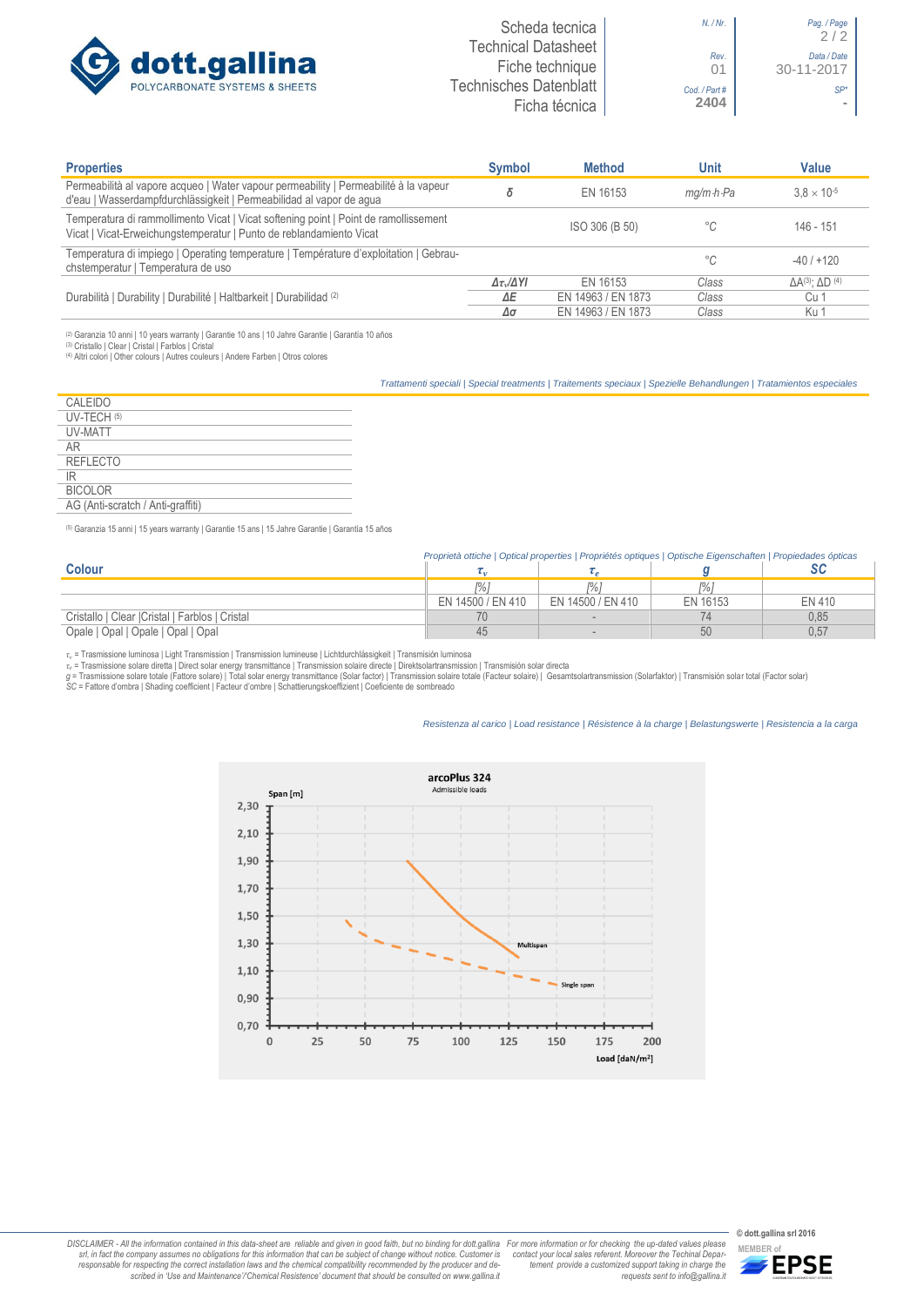| Properties | Symbol | Method | Unit | Value |
|---|---|---|---|---|
| Permeabilità al vapore acqueo \| Water vapour permeability \| Permeabilité à la vapeur d'eau \| Wasserdampfdurchlässigkeit \| Permeabilidad al vapor de agua | $\delta$ | EN 16153 | mg/m·h·Pa | $3{,}8 \times 10^{-5}$ |
| Temperatura di rammollimento Vicat \| Vicat softening point \| Point de ramollissement Vicat \| Vicat-Erweichungstemperatur \| Punto de reblandamiento Vicat | | ISO 306 (B 50) | °C | 146 - 151 |
| Temperatura di impiego \| Operating temperature \| Température d'exploitation \| Gebrauchstemperatur \| Temperatura de uso | | | °C | -40 / +120 |
| Durabilità \| Durability \| Durabilité \| Haltbarkeit \| Durabilidad [2] | $\Delta\tau_v/\Delta YI$ | EN 16153 | Class | ΔA[3]; ΔD [4] |
| | $\Delta E$ | EN 14963 / EN 1873 | Class | Cu 1 |
| | $\Delta\sigma$ | EN 14963 / EN 1873 | Class | Ku 1 |

[2] Garanzia 10 anni | 10 years warranty | Garantie 10 ans | 10 Jahre Garantie | Garantía 10 años
[3] Cristallo | Clear | Cristal | Farblos | Cristal
[4] Altri colori | Other colours | Autres couleurs | Andere Farben | Otros colores

*Trattamenti speciali | Special treatments | Traitements speciaux | Spezielle Behandlungen | Tratamientos especiales*

| |
|---|
| CALEIDO |
| UV-TECH [5] |
| UV-MATT |
| AR |
| REFLECTO |
| IR |
| BICOLOR |
| AG (Anti-scratch / Anti-graffiti) |

[5] Garanzia 15 anni | 15 years warranty | Garantie 15 ans | 15 Jahre Garantie | Garantía 15 años

*Proprietà ottiche | Optical properties | Propriétés optiques | Optische Eigenschaften | Propiedades ópticas*

| Colour | $\tau_v$ | $\tau_e$ | $g$ | $SC$ |
|---|---|---|---|---|
| | [%] | [%] | [%] | |
| | EN 14500 / EN 410 | EN 14500 / EN 410 | EN 16153 | EN 410 |
| Cristallo \| Clear \|Cristal \| Farblos \| Cristal | 70 | - | 74 | 0,85 |
| Opale \| Opal \| Opale \| Opal \| Opal | 45 | - | 50 | 0,57 |

$\tau_v$ = Trasmissione luminosa | Light Transmission | Transmission lumineuse | Lichtdurchlässigkeit | Transmisión luminosa
$\tau_e$ = Trasmissione solare diretta | Direct solar energy transmittance | Transmission solaire directe | Direktsolartransmission | Transmisión solar directa
$g$ = Trasmissione solare totale (Fattore solare) | Total solar energy transmittance (Solar factor) | Transmission solaire totale (Facteur solaire) | Gesamtsolartransmission (Solarfaktor) | Transmisión solar total (Factor solar)
$SC$ = Fattore d'ombra | Shading coefficient | Facteur d'ombre | Schattierungskoeffizient | Coeficiente de sombreado

*Resistenza al carico | Load resistance | Résistence à la charge | Belastungswerte | Resistencia a la carga*

arcoPlus 324
Admissible loads
Span [m]
2,30
2,10
1,90
1,70
1,50
1,30
1,10
0,90
0,70
0
25
50
75
100
125
150
175
200
Load [daN/m²]
Multispan
Single span

*DISCLAIMER - All the information contained in this data-sheet are reliable and given in good faith, but no binding for dott.gallina srl, in fact the company assumes no obligations for this information that can be subject of change without notice. Customer is responsible for respecting the correct installation laws and the chemical compatibility recommended by the producer and described in 'Use and Maintenance'/'Chemical Resistence' document that should be consulted on www.gallina.it*

*For more information or for checking the up-dated values please contact your local sales referent. Moreover the Techinal Department provide a customized support taking in charge the requests sent to info@gallina.it*

© dott.gallina srl 2016
MEMBER of EPSE